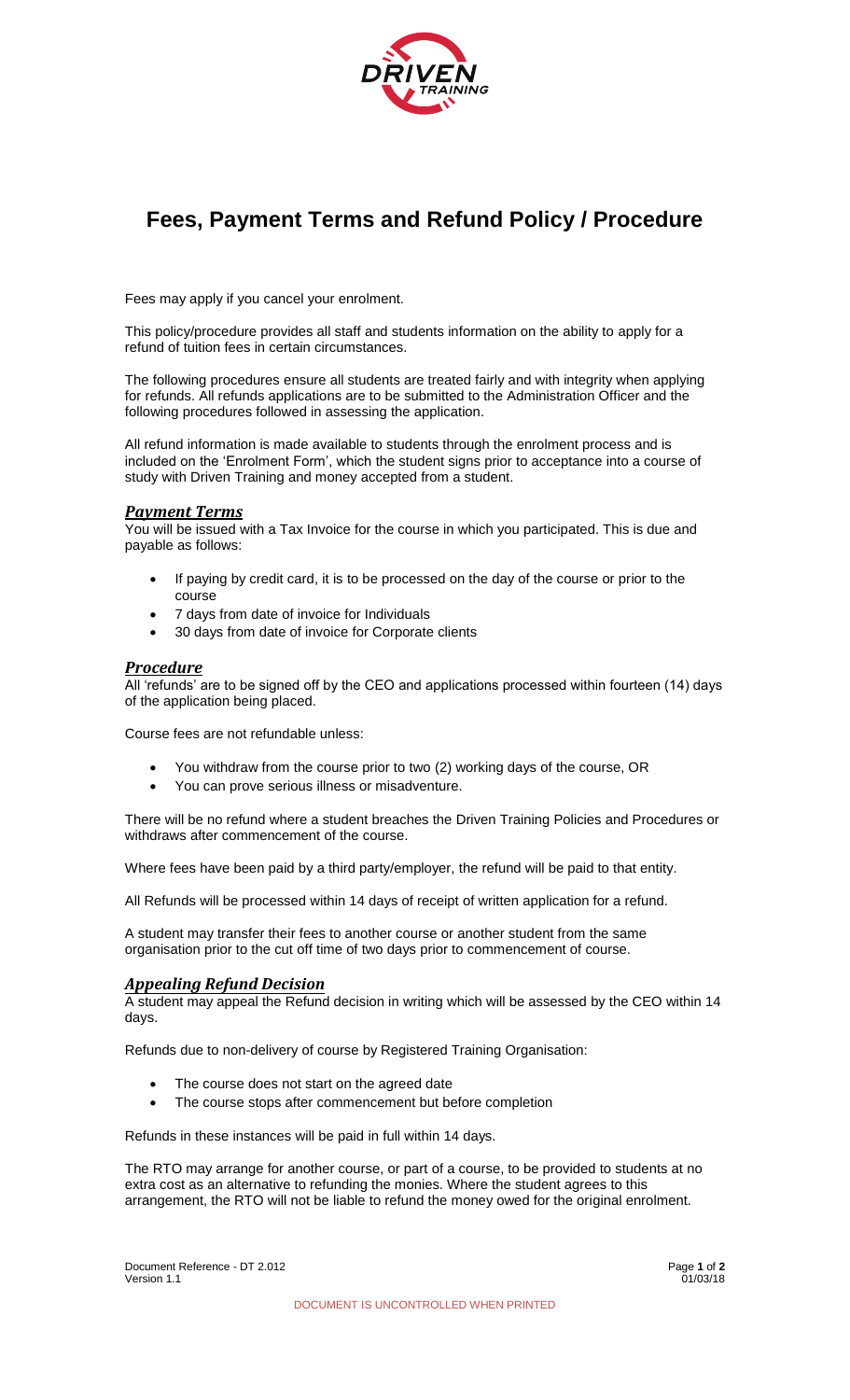# Fees, Payment Terms and Refund Policy / Procedure

Fees may apply if you cancel your enrolment.

This policy/procedure provides all staff and students information on the ability to apply for a refund of tuition fees in certain circumstances.

The following procedures ensure all students are treated fairly and with integrity when applying for refunds. All refunds applications are to be submitted to the Administration Officer and the following procedures followed in assessing the application.

All refund information is made available to students through the enrolment process and is included on the 'Enrolment Form', which the student signs prior to acceptance into a course of study with Driven Training and money accepted from a student.

## *Payment Terms*

You will be issued with a Tax Invoice for the course in which you participated. This is due and payable as follows:

- If paying by credit card, it is to be processed on the day of the course or prior to the course
- 7 days from date of invoice for Individuals
- 30 days from date of invoice for Corporate clients

## *Procedure*

All 'refunds' are to be signed off by the CEO and applications processed within fourteen (14) days of the application being placed.

Course fees are not refundable unless:

- You withdraw from the course prior to two (2) working days of the course, OR
- You can prove serious illness or misadventure.

There will be no refund where a student breaches the Driven Training Policies and Procedures or withdraws after commencement of the course.

Where fees have been paid by a third party/employer, the refund will be paid to that entity.

All Refunds will be processed within 14 days of receipt of written application for a refund.

A student may transfer their fees to another course or another student from the same organisation prior to the cut off time of two days prior to commencement of course.

## *Appealing Refund Decision*

A student may appeal the Refund decision in writing which will be assessed by the CEO within 14 days.

Refunds due to non-delivery of course by Registered Training Organisation:

- The course does not start on the agreed date
- The course stops after commencement but before completion

Refunds in these instances will be paid in full within 14 days.

The RTO may arrange for another course, or part of a course, to be provided to students at no extra cost as an alternative to refunding the monies. Where the student agrees to this arrangement, the RTO will not be liable to refund the money owed for the original enrolment.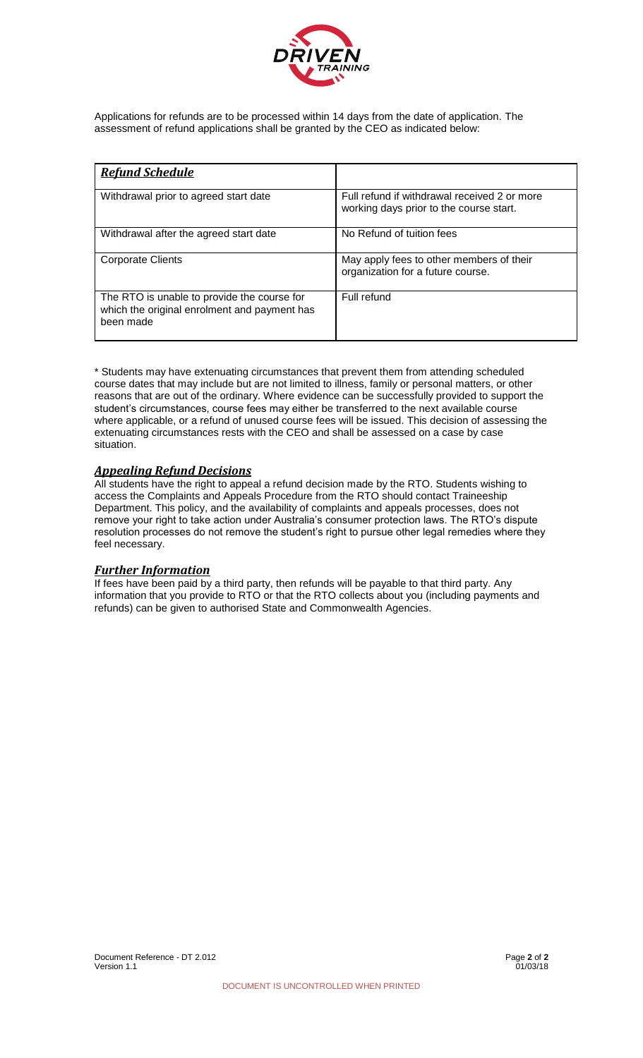Applications for refunds are to be processed within 14 days from the date of application. The assessment of refund applications shall be granted by the CEO as indicated below:

| ***Refund Schedule*** | |
|---|---|
| Withdrawal prior to agreed start date | Full refund if withdrawal received 2 or more working days prior to the course start. |
| Withdrawal after the agreed start date | No Refund of tuition fees |
| Corporate Clients | May apply fees to other members of their organization for a future course. |
| The RTO is unable to provide the course for which the original enrolment and payment has been made | Full refund |

* Students may have extenuating circumstances that prevent them from attending scheduled course dates that may include but are not limited to illness, family or personal matters, or other reasons that are out of the ordinary. Where evidence can be successfully provided to support the student's circumstances, course fees may either be transferred to the next available course where applicable, or a refund of unused course fees will be issued. This decision of assessing the extenuating circumstances rests with the CEO and shall be assessed on a case by case situation.

## ***Appealing Refund Decisions***

All students have the right to appeal a refund decision made by the RTO. Students wishing to access the Complaints and Appeals Procedure from the RTO should contact Traineeship Department. This policy, and the availability of complaints and appeals processes, does not remove your right to take action under Australia's consumer protection laws. The RTO's dispute resolution processes do not remove the student's right to pursue other legal remedies where they feel necessary.

## ***Further Information***

If fees have been paid by a third party, then refunds will be payable to that third party. Any information that you provide to RTO or that the RTO collects about you (including payments and refunds) can be given to authorised State and Commonwealth Agencies.